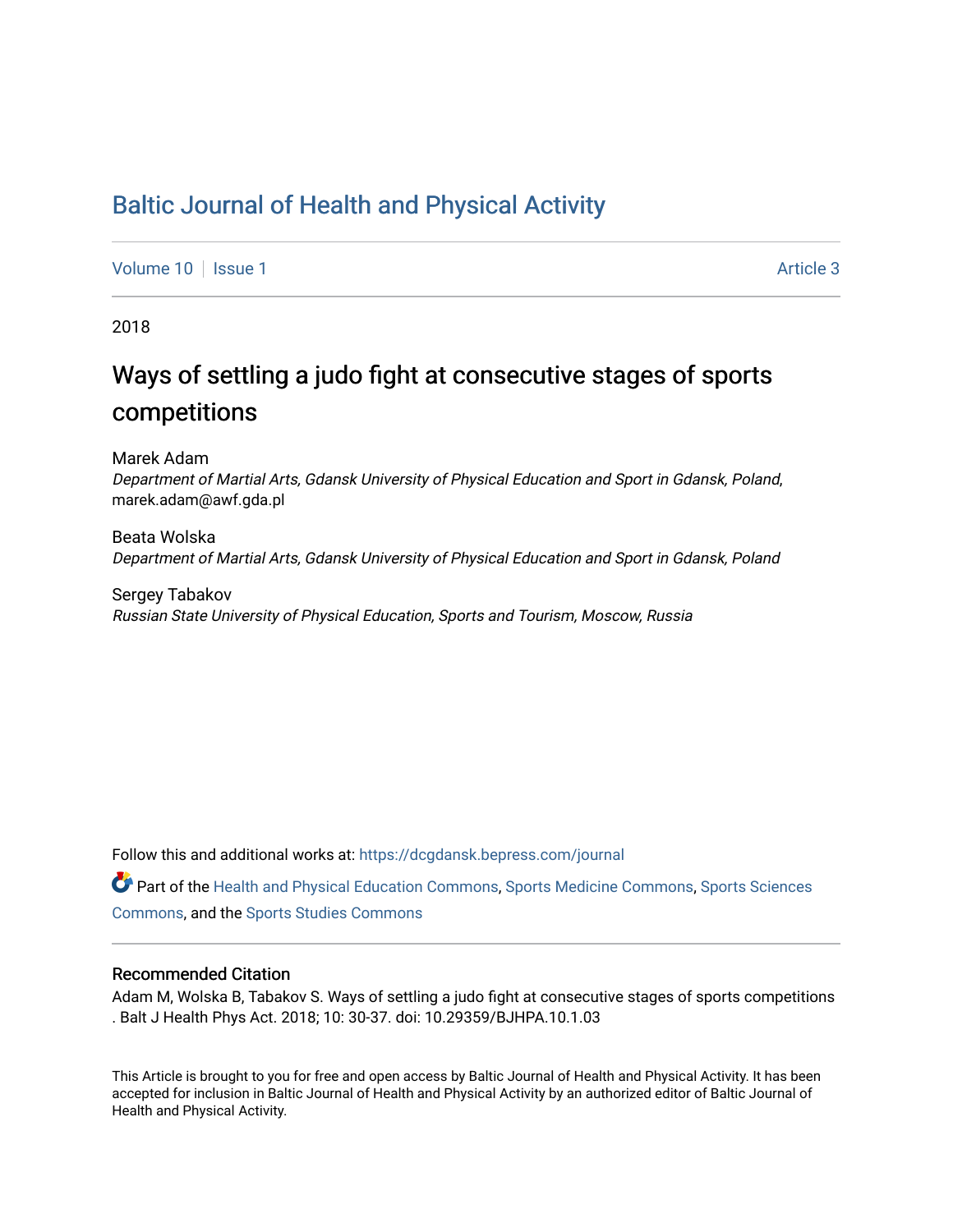# Baltic Journal of Health and Physical Activity

Volume 10 | Issue 1 Article 3

2018

## Ways of settling a judo fight at consecutive stages of sports competitions

Marek Adam
*Department of Martial Arts, Gdansk University of Physical Education and Sport in Gdansk, Poland*, marek.adam@awf.gda.pl

Beata Wolska
*Department of Martial Arts, Gdansk University of Physical Education and Sport in Gdansk, Poland*

Sergey Tabakov
*Russian State University of Physical Education, Sports and Tourism, Moscow, Russia*

Follow this and additional works at: https://dcgdansk.bepress.com/journal

Part of the Health and Physical Education Commons, Sports Medicine Commons, Sports Sciences Commons, and the Sports Studies Commons

### Recommended Citation

Adam M, Wolska B, Tabakov S. Ways of settling a judo fight at consecutive stages of sports competitions . Balt J Health Phys Act. 2018; 10: 30-37. doi: 10.29359/BJHPA.10.1.03

This Article is brought to you for free and open access by Baltic Journal of Health and Physical Activity. It has been accepted for inclusion in Baltic Journal of Health and Physical Activity by an authorized editor of Baltic Journal of Health and Physical Activity.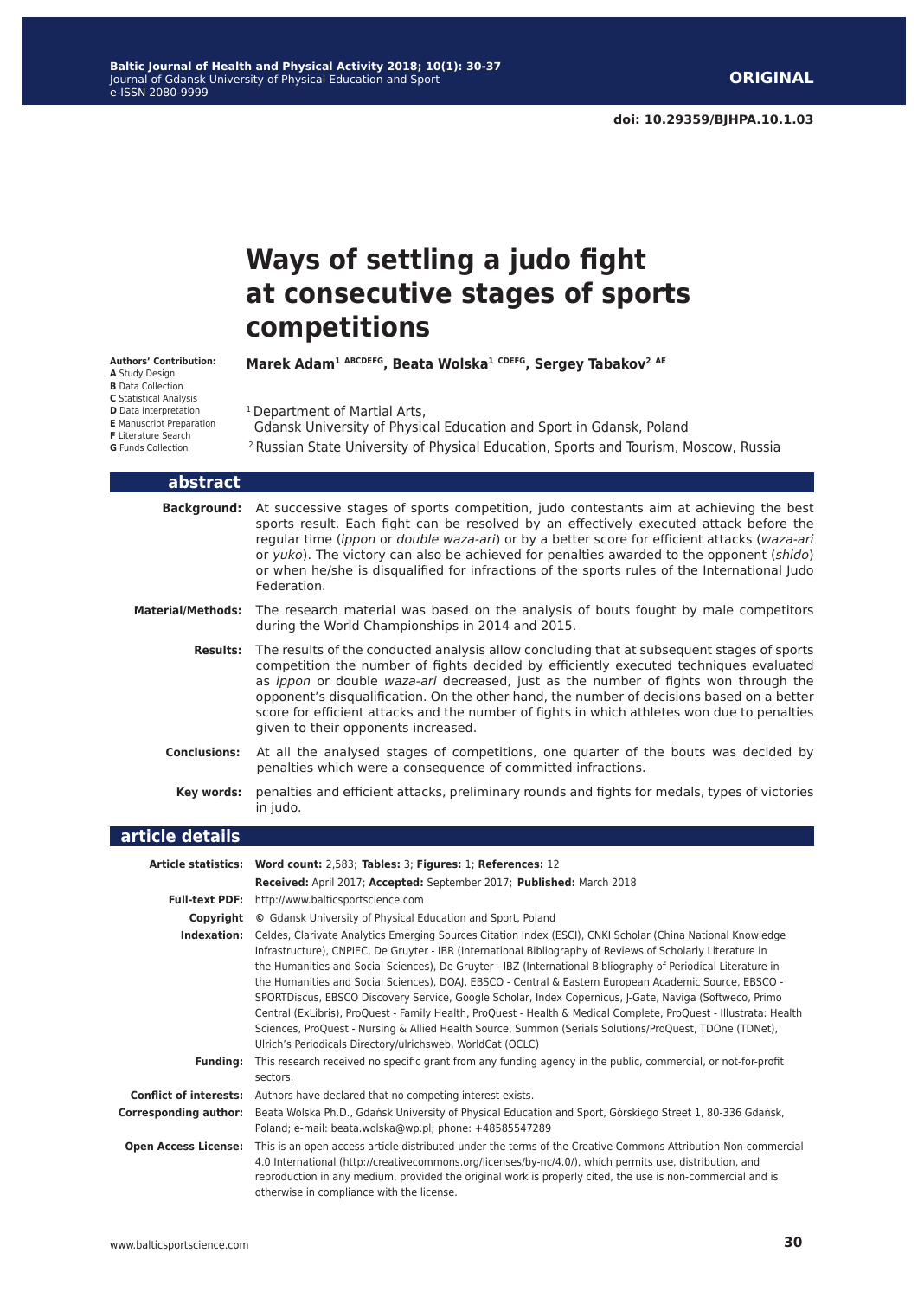# Ways of settling a judo fight at consecutive stages of sports competitions

**Authors' Contribution:**
**A** Study Design
**B** Data Collection
**C** Statistical Analysis
**D** Data Interpretation
**E** Manuscript Preparation
**F** Literature Search
**G** Funds Collection

**Marek Adam[1 ABCDEFG], Beata Wolska[1 CDEFG], Sergey Tabakov[2 AE]**

[1] Department of Martial Arts, Gdansk University of Physical Education and Sport in Gdansk, Poland
[2] Russian State University of Physical Education, Sports and Tourism, Moscow, Russia

## abstract

**Background:** At successive stages of sports competition, judo contestants aim at achieving the best sports result. Each fight can be resolved by an effectively executed attack before the regular time (*ippon* or *double waza-ari*) or by a better score for efficient attacks (*waza-ari* or *yuko*). The victory can also be achieved for penalties awarded to the opponent (*shido*) or when he/she is disqualified for infractions of the sports rules of the International Judo Federation.

**Material/Methods:** The research material was based on the analysis of bouts fought by male competitors during the World Championships in 2014 and 2015.

**Results:** The results of the conducted analysis allow concluding that at subsequent stages of sports competition the number of fights decided by efficiently executed techniques evaluated as *ippon* or double *waza-ari* decreased, just as the number of fights won through the opponent's disqualification. On the other hand, the number of decisions based on a better score for efficient attacks and the number of fights in which athletes won due to penalties given to their opponents increased.

**Conclusions:** At all the analysed stages of competitions, one quarter of the bouts was decided by penalties which were a consequence of committed infractions.

**Key words:** penalties and efficient attacks, preliminary rounds and fights for medals, types of victories in judo.

## article details

**Article statistics:** **Word count:** 2,583; **Tables:** 3; **Figures:** 1; **References:** 12
**Received:** April 2017; **Accepted:** September 2017; **Published:** March 2018

**Full-text PDF:** http://www.balticsportscience.com

**Copyright** © Gdansk University of Physical Education and Sport, Poland

**Indexation:** Celdes, Clarivate Analytics Emerging Sources Citation Index (ESCI), CNKI Scholar (China National Knowledge Infrastructure), CNPIEC, De Gruyter - IBR (International Bibliography of Reviews of Scholarly Literature in the Humanities and Social Sciences), De Gruyter - IBZ (International Bibliography of Periodical Literature in the Humanities and Social Sciences), DOAJ, EBSCO - Central & Eastern European Academic Source, EBSCO - SPORTDiscus, EBSCO Discovery Service, Google Scholar, Index Copernicus, J-Gate, Naviga (Softweco, Primo Central (ExLibris), ProQuest - Family Health, ProQuest - Health & Medical Complete, ProQuest - Illustrata: Health Sciences, ProQuest - Nursing & Allied Health Source, Summon (Serials Solutions/ProQuest, TDOne (TDNet), Ulrich's Periodicals Directory/ulrichsweb, WorldCat (OCLC)

**Funding:** This research received no specific grant from any funding agency in the public, commercial, or not-for-profit sectors.

**Conflict of interests:** Authors have declared that no competing interest exists.

**Corresponding author:** Beata Wolska Ph.D., Gdańsk University of Physical Education and Sport, Górskiego Street 1, 80-336 Gdańsk, Poland; e-mail: beata.wolska@wp.pl; phone: +48585547289

**Open Access License:** This is an open access article distributed under the terms of the Creative Commons Attribution-Non-commercial 4.0 International (http://creativecommons.org/licenses/by-nc/4.0/), which permits use, distribution, and reproduction in any medium, provided the original work is properly cited, the use is non-commercial and is otherwise in compliance with the license.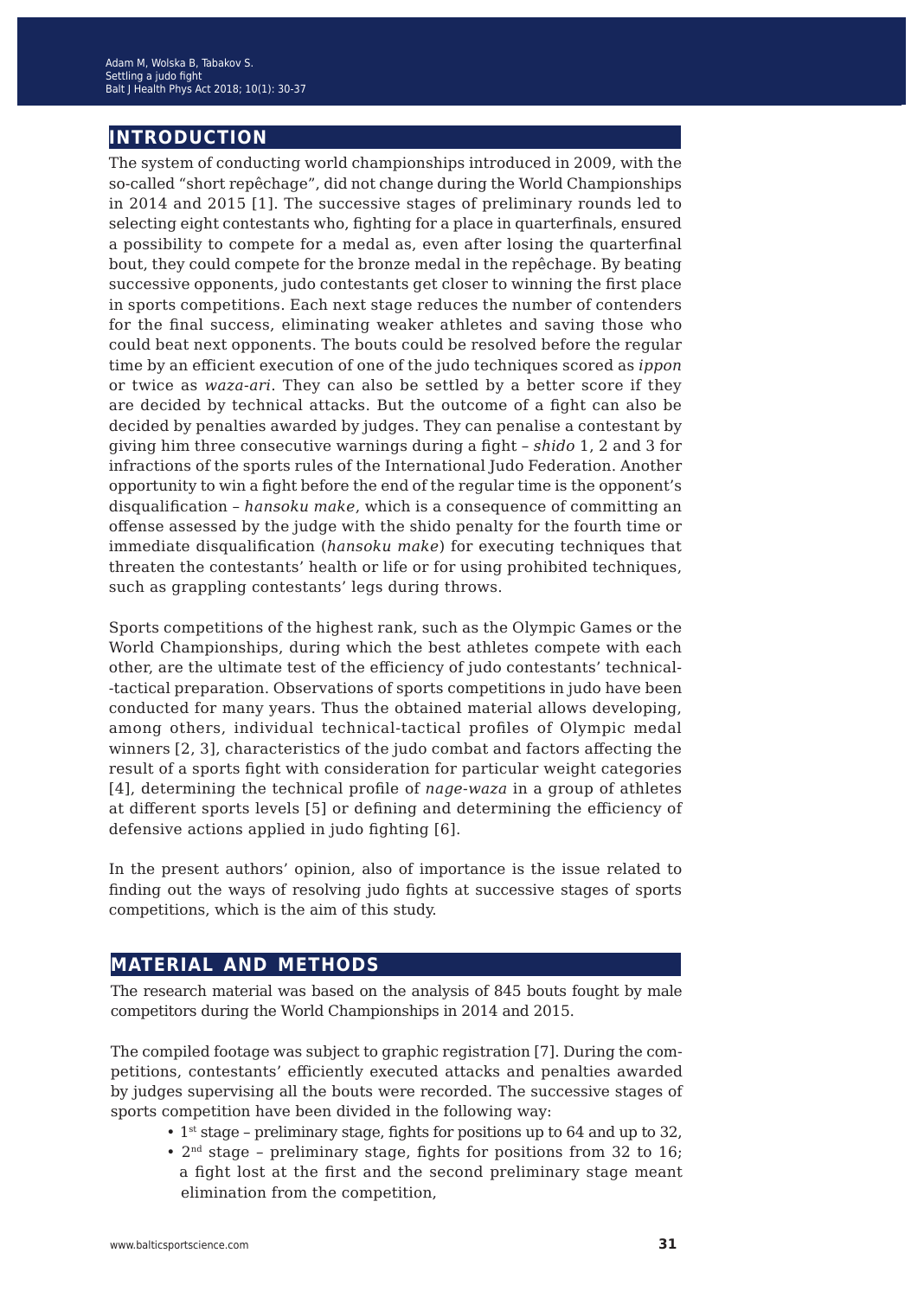## INTRODUCTION

The system of conducting world championships introduced in 2009, with the so-called "short repêchage", did not change during the World Championships in 2014 and 2015 [1]. The successive stages of preliminary rounds led to selecting eight contestants who, fighting for a place in quarterfinals, ensured a possibility to compete for a medal as, even after losing the quarterfinal bout, they could compete for the bronze medal in the repêchage. By beating successive opponents, judo contestants get closer to winning the first place in sports competitions. Each next stage reduces the number of contenders for the final success, eliminating weaker athletes and saving those who could beat next opponents. The bouts could be resolved before the regular time by an efficient execution of one of the judo techniques scored as *ippon* or twice as *waza-ari*. They can also be settled by a better score if they are decided by technical attacks. But the outcome of a fight can also be decided by penalties awarded by judges. They can penalise a contestant by giving him three consecutive warnings during a fight – *shido* 1, 2 and 3 for infractions of the sports rules of the International Judo Federation. Another opportunity to win a fight before the end of the regular time is the opponent's disqualification – *hansoku make*, which is a consequence of committing an offense assessed by the judge with the shido penalty for the fourth time or immediate disqualification (*hansoku make*) for executing techniques that threaten the contestants' health or life or for using prohibited techniques, such as grappling contestants' legs during throws.

Sports competitions of the highest rank, such as the Olympic Games or the World Championships, during which the best athletes compete with each other, are the ultimate test of the efficiency of judo contestants' technical-tactical preparation. Observations of sports competitions in judo have been conducted for many years. Thus the obtained material allows developing, among others, individual technical-tactical profiles of Olympic medal winners [2, 3], characteristics of the judo combat and factors affecting the result of a sports fight with consideration for particular weight categories [4], determining the technical profile of *nage-waza* in a group of athletes at different sports levels [5] or defining and determining the efficiency of defensive actions applied in judo fighting [6].

In the present authors' opinion, also of importance is the issue related to finding out the ways of resolving judo fights at successive stages of sports competitions, which is the aim of this study.

## MATERIAL AND METHODS

The research material was based on the analysis of 845 bouts fought by male competitors during the World Championships in 2014 and 2015.

The compiled footage was subject to graphic registration [7]. During the competitions, contestants' efficiently executed attacks and penalties awarded by judges supervising all the bouts were recorded. The successive stages of sports competition have been divided in the following way:

- 1st stage – preliminary stage, fights for positions up to 64 and up to 32,
- 2nd stage – preliminary stage, fights for positions from 32 to 16; a fight lost at the first and the second preliminary stage meant elimination from the competition,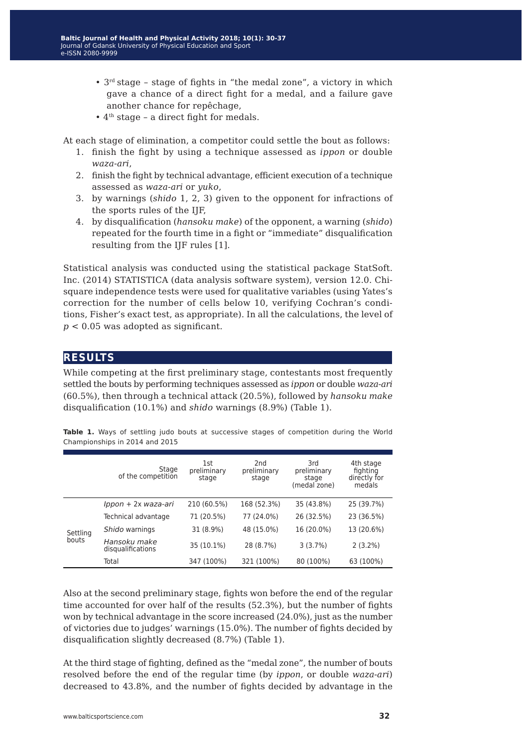- 3rd stage – stage of fights in "the medal zone", a victory in which gave a chance of a direct fight for a medal, and a failure gave another chance for repêchage,
- 4th stage – a direct fight for medals.

At each stage of elimination, a competitor could settle the bout as follows:

1. finish the fight by using a technique assessed as *ippon* or double *waza-ari*,
2. finish the fight by technical advantage, efficient execution of a technique assessed as *waza-ari* or *yuko*,
3. by warnings (*shido* 1, 2, 3) given to the opponent for infractions of the sports rules of the IJF,
4. by disqualification (*hansoku make*) of the opponent, a warning (*shido*) repeated for the fourth time in a fight or "immediate" disqualification resulting from the IJF rules [1].

Statistical analysis was conducted using the statistical package StatSoft. Inc. (2014) STATISTICA (data analysis software system), version 12.0. Chi-square independence tests were used for qualitative variables (using Yates's correction for the number of cells below 10, verifying Cochran's conditions, Fisher's exact test, as appropriate). In all the calculations, the level of $p < 0.05$ was adopted as significant.

## RESULTS

While competing at the first preliminary stage, contestants most frequently settled the bouts by performing techniques assessed as *ippon* or double *waza-ari* (60.5%), then through a technical attack (20.5%), followed by *hansoku make* disqualification (10.1%) and *shido* warnings (8.9%) (Table 1).

**Table 1.** Ways of settling judo bouts at successive stages of competition during the World Championships in 2014 and 2015

| | Stage of the competition | 1st preliminary stage | 2nd preliminary stage | 3rd preliminary stage (medal zone) | 4th stage fighting directly for medals |
|---|---|---|---|---|---|
| Settling bouts | *Ippon* + 2x *waza-ari* | 210 (60.5%) | 168 (52.3%) | 35 (43.8%) | 25 (39.7%) |
| | Technical advantage | 71 (20.5%) | 77 (24.0%) | 26 (32.5%) | 23 (36.5%) |
| | *Shido* warnings | 31 (8.9%) | 48 (15.0%) | 16 (20.0%) | 13 (20.6%) |
| | *Hansoku make* disqualifications | 35 (10.1%) | 28 (8.7%) | 3 (3.7%) | 2 (3.2%) |
| | Total | 347 (100%) | 321 (100%) | 80 (100%) | 63 (100%) |

Also at the second preliminary stage, fights won before the end of the regular time accounted for over half of the results (52.3%), but the number of fights won by technical advantage in the score increased (24.0%), just as the number of victories due to judges' warnings (15.0%). The number of fights decided by disqualification slightly decreased (8.7%) (Table 1).

At the third stage of fighting, defined as the "medal zone", the number of bouts resolved before the end of the regular time (by *ippon*, or double *waza-ari*) decreased to 43.8%, and the number of fights decided by advantage in the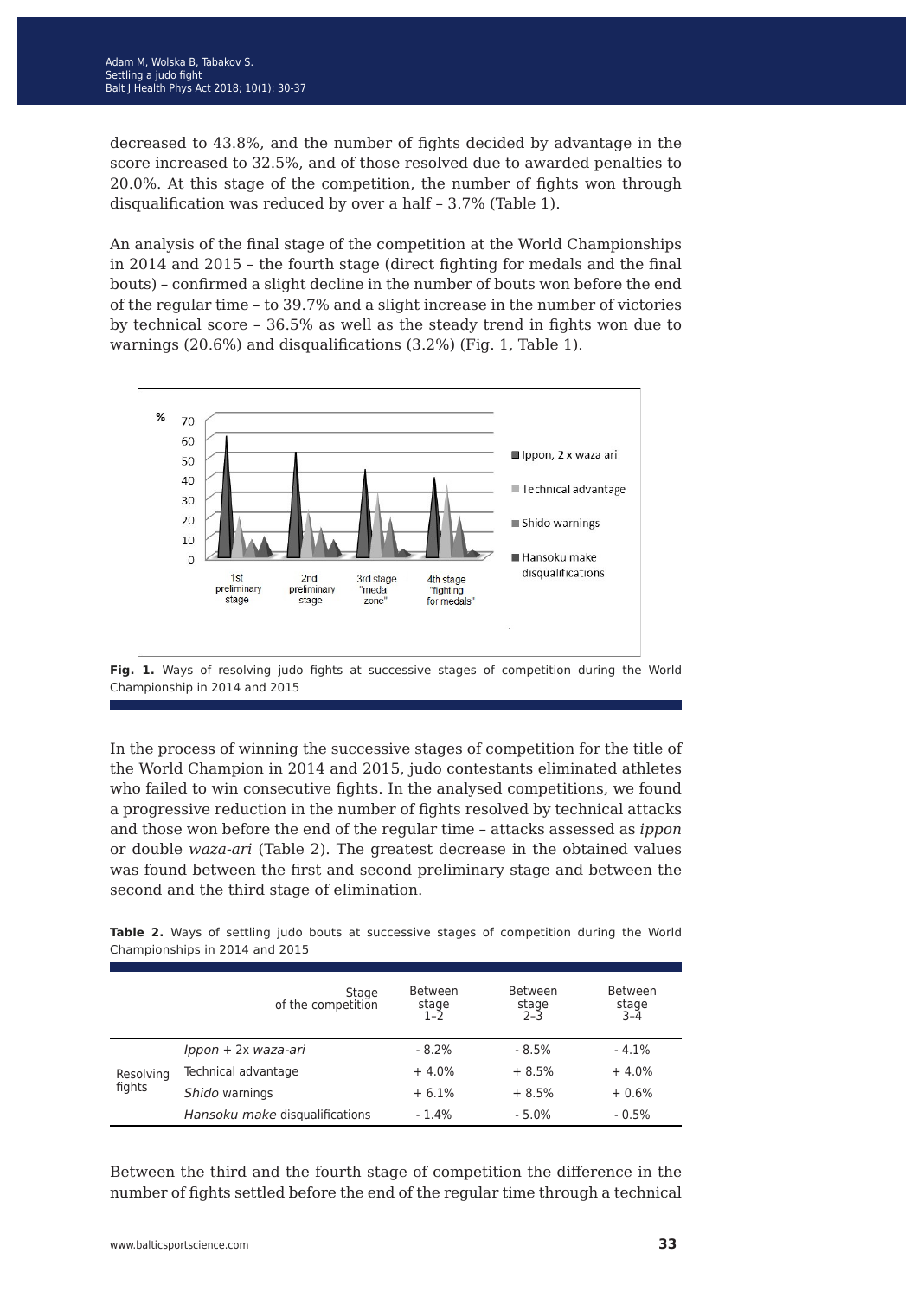decreased to 43.8%, and the number of fights decided by advantage in the score increased to 32.5%, and of those resolved due to awarded penalties to 20.0%. At this stage of the competition, the number of fights won through disqualification was reduced by over a half – 3.7% (Table 1).

An analysis of the final stage of the competition at the World Championships in 2014 and 2015 – the fourth stage (direct fighting for medals and the final bouts) – confirmed a slight decline in the number of bouts won before the end of the regular time – to 39.7% and a slight increase in the number of victories by technical score – 36.5% as well as the steady trend in fights won due to warnings (20.6%) and disqualifications (3.2%) (Fig. 1, Table 1).

**Fig. 1.** Ways of resolving judo fights at successive stages of competition during the World Championship in 2014 and 2015

In the process of winning the successive stages of competition for the title of the World Champion in 2014 and 2015, judo contestants eliminated athletes who failed to win consecutive fights. In the analysed competitions, we found a progressive reduction in the number of fights resolved by technical attacks and those won before the end of the regular time – attacks assessed as *ippon* or double *waza-ari* (Table 2). The greatest decrease in the obtained values was found between the first and second preliminary stage and between the second and the third stage of elimination.

**Table 2.** Ways of settling judo bouts at successive stages of competition during the World Championships in 2014 and 2015

| | Stage of the competition | Between stage 1–2 | Between stage 2–3 | Between stage 3–4 |
|---|---|---|---|---|
| Resolving fights | *Ippon* + 2x *waza-ari* | - 8.2% | - 8.5% | - 4.1% |
| | Technical advantage | + 4.0% | + 8.5% | + 4.0% |
| | *Shido* warnings | + 6.1% | + 8.5% | + 0.6% |
| | *Hansoku make* disqualifications | - 1.4% | - 5.0% | - 0.5% |

Between the third and the fourth stage of competition the difference in the number of fights settled before the end of the regular time through a technical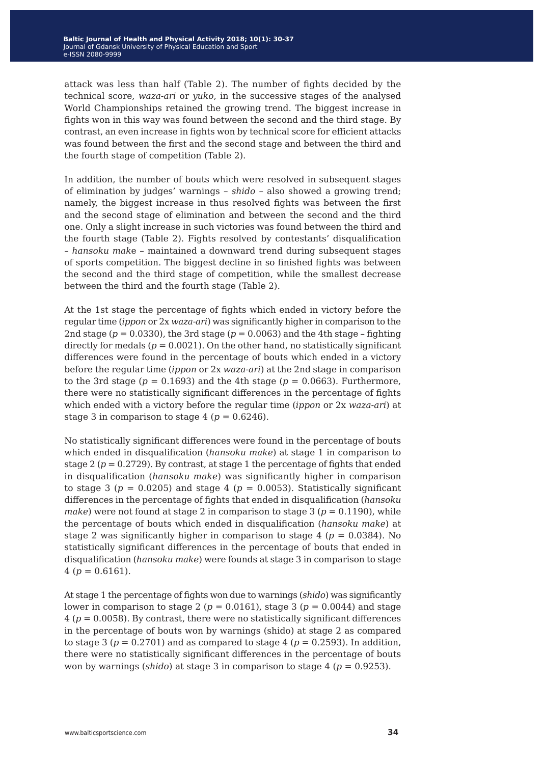attack was less than half (Table 2). The number of fights decided by the technical score, *waza-ari* or *yuko*, in the successive stages of the analysed World Championships retained the growing trend. The biggest increase in fights won in this way was found between the second and the third stage. By contrast, an even increase in fights won by technical score for efficient attacks was found between the first and the second stage and between the third and the fourth stage of competition (Table 2).

In addition, the number of bouts which were resolved in subsequent stages of elimination by judges' warnings – *shido* – also showed a growing trend; namely, the biggest increase in thus resolved fights was between the first and the second stage of elimination and between the second and the third one. Only a slight increase in such victories was found between the third and the fourth stage (Table 2). Fights resolved by contestants' disqualification – *hansoku mak*e – maintained a downward trend during subsequent stages of sports competition. The biggest decline in so finished fights was between the second and the third stage of competition, while the smallest decrease between the third and the fourth stage (Table 2).

At the 1st stage the percentage of fights which ended in victory before the regular time (*ippon* or 2x *waza-ari*) was significantly higher in comparison to the 2nd stage ($p = 0.0330$), the 3rd stage ($p = 0.0063$) and the 4th stage – fighting directly for medals ($p = 0.0021$). On the other hand, no statistically significant differences were found in the percentage of bouts which ended in a victory before the regular time (*ippon* or 2x *waza-ari*) at the 2nd stage in comparison to the 3rd stage ($p = 0.1693$) and the 4th stage ($p = 0.0663$). Furthermore, there were no statistically significant differences in the percentage of fights which ended with a victory before the regular time (*ippon* or 2x *waza-ari*) at stage 3 in comparison to stage 4 ($p = 0.6246$).

No statistically significant differences were found in the percentage of bouts which ended in disqualification (*hansoku make*) at stage 1 in comparison to stage 2 ($p = 0.2729$). By contrast, at stage 1 the percentage of fights that ended in disqualification (*hansoku make*) was significantly higher in comparison to stage 3 ($p = 0.0205$) and stage 4 ($p = 0.0053$). Statistically significant differences in the percentage of fights that ended in disqualification (*hansoku make*) were not found at stage 2 in comparison to stage 3 ($p = 0.1190$), while the percentage of bouts which ended in disqualification (*hansoku make*) at stage 2 was significantly higher in comparison to stage 4 ($p = 0.0384$). No statistically significant differences in the percentage of bouts that ended in disqualification (*hansoku make*) were founds at stage 3 in comparison to stage 4 ($p = 0.6161$).

At stage 1 the percentage of fights won due to warnings (*shido*) was significantly lower in comparison to stage 2 ($p = 0.0161$), stage 3 ($p = 0.0044$) and stage 4 ($p = 0.0058$). By contrast, there were no statistically significant differences in the percentage of bouts won by warnings (shido) at stage 2 as compared to stage 3 ($p = 0.2701$) and as compared to stage 4 ($p = 0.2593$). In addition, there were no statistically significant differences in the percentage of bouts won by warnings (*shido*) at stage 3 in comparison to stage 4 ($p = 0.9253$).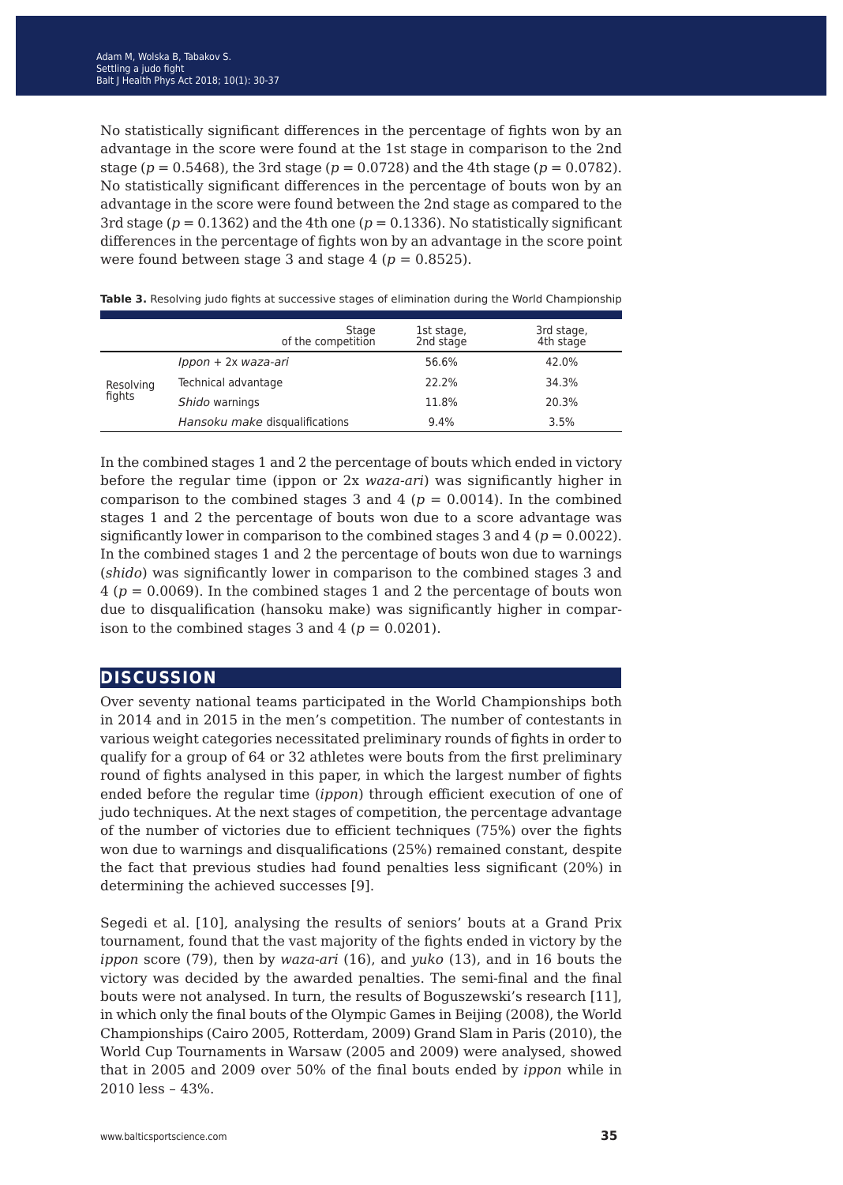No statistically significant differences in the percentage of fights won by an advantage in the score were found at the 1st stage in comparison to the 2nd stage ($p = 0.5468$), the 3rd stage ($p = 0.0728$) and the 4th stage ($p = 0.0782$). No statistically significant differences in the percentage of bouts won by an advantage in the score were found between the 2nd stage as compared to the 3rd stage ($p = 0.1362$) and the 4th one ($p = 0.1336$). No statistically significant differences in the percentage of fights won by an advantage in the score point were found between stage 3 and stage 4 ($p = 0.8525$).

**Table 3.** Resolving judo fights at successive stages of elimination during the World Championship

| | Stage of the competition | 1st stage, 2nd stage | 3rd stage, 4th stage |
|---|---|---|---|
| Resolving fights | *Ippon* + 2x *waza-ari* | 56.6% | 42.0% |
| | Technical advantage | 22.2% | 34.3% |
| | *Shido* warnings | 11.8% | 20.3% |
| | *Hansoku make* disqualifications | 9.4% | 3.5% |

In the combined stages 1 and 2 the percentage of bouts which ended in victory before the regular time (ippon or 2x *waza-ari*) was significantly higher in comparison to the combined stages 3 and 4 ($p = 0.0014$). In the combined stages 1 and 2 the percentage of bouts won due to a score advantage was significantly lower in comparison to the combined stages 3 and 4 ($p = 0.0022$). In the combined stages 1 and 2 the percentage of bouts won due to warnings (*shido*) was significantly lower in comparison to the combined stages 3 and 4 ($p = 0.0069$). In the combined stages 1 and 2 the percentage of bouts won due to disqualification (hansoku make) was significantly higher in comparison to the combined stages 3 and 4 ($p = 0.0201$).

## DISCUSSION

Over seventy national teams participated in the World Championships both in 2014 and in 2015 in the men's competition. The number of contestants in various weight categories necessitated preliminary rounds of fights in order to qualify for a group of 64 or 32 athletes were bouts from the first preliminary round of fights analysed in this paper, in which the largest number of fights ended before the regular time (*ippon*) through efficient execution of one of judo techniques. At the next stages of competition, the percentage advantage of the number of victories due to efficient techniques (75%) over the fights won due to warnings and disqualifications (25%) remained constant, despite the fact that previous studies had found penalties less significant (20%) in determining the achieved successes [9].

Segedi et al. [10], analysing the results of seniors' bouts at a Grand Prix tournament, found that the vast majority of the fights ended in victory by the *ippon* score (79), then by *waza-ari* (16), and *yuko* (13), and in 16 bouts the victory was decided by the awarded penalties. The semi-final and the final bouts were not analysed. In turn, the results of Boguszewski's research [11], in which only the final bouts of the Olympic Games in Beijing (2008), the World Championships (Cairo 2005, Rotterdam, 2009) Grand Slam in Paris (2010), the World Cup Tournaments in Warsaw (2005 and 2009) were analysed, showed that in 2005 and 2009 over 50% of the final bouts ended by *ippon* while in 2010 less – 43%.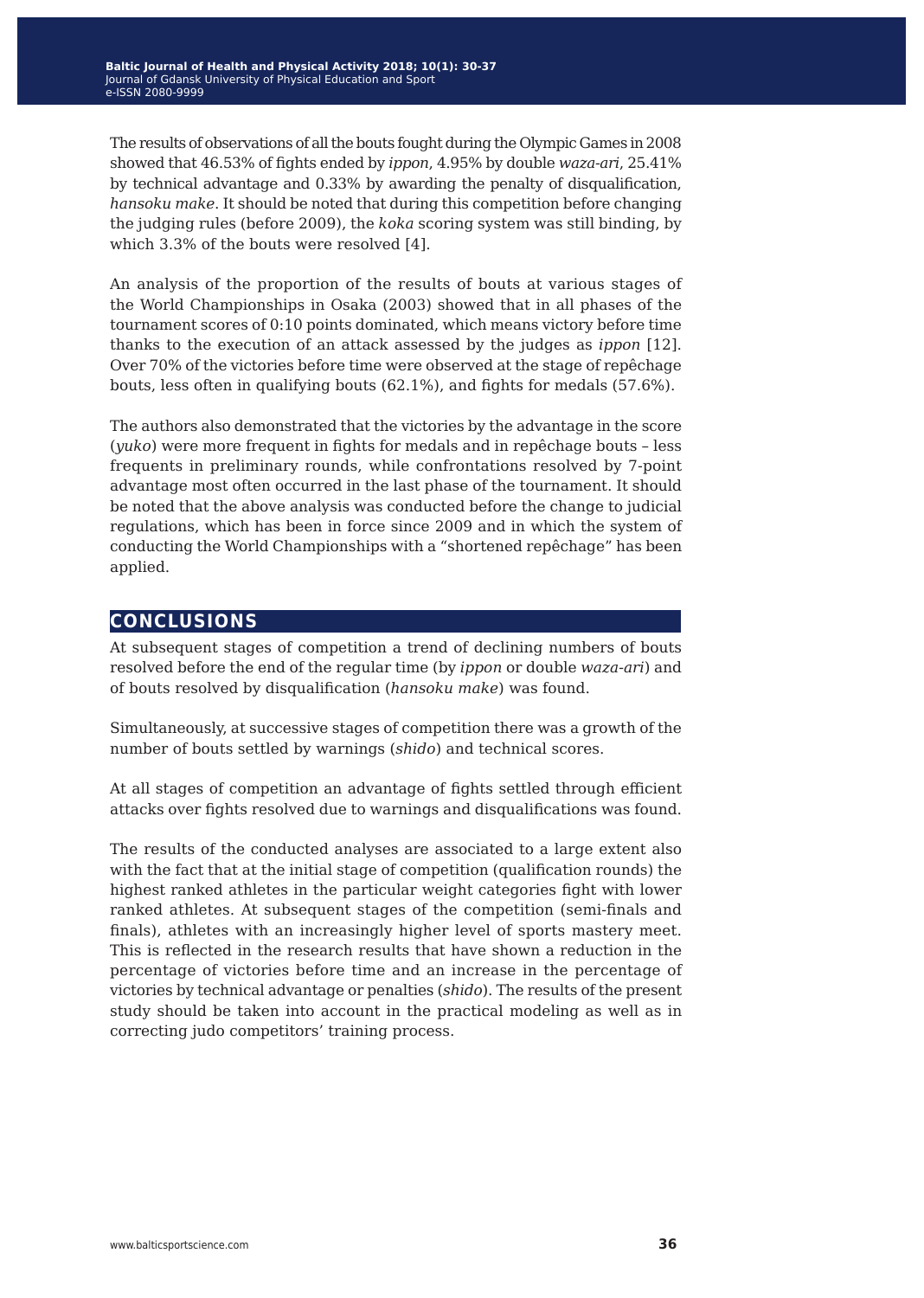The results of observations of all the bouts fought during the Olympic Games in 2008 showed that 46.53% of fights ended by *ippon*, 4.95% by double *waza-ari*, 25.41% by technical advantage and 0.33% by awarding the penalty of disqualification, *hansoku make*. It should be noted that during this competition before changing the judging rules (before 2009), the *koka* scoring system was still binding, by which 3.3% of the bouts were resolved [4].

An analysis of the proportion of the results of bouts at various stages of the World Championships in Osaka (2003) showed that in all phases of the tournament scores of 0:10 points dominated, which means victory before time thanks to the execution of an attack assessed by the judges as *ippon* [12]. Over 70% of the victories before time were observed at the stage of repêchage bouts, less often in qualifying bouts (62.1%), and fights for medals (57.6%).

The authors also demonstrated that the victories by the advantage in the score (*yuko*) were more frequent in fights for medals and in repêchage bouts – less frequents in preliminary rounds, while confrontations resolved by 7-point advantage most often occurred in the last phase of the tournament. It should be noted that the above analysis was conducted before the change to judicial regulations, which has been in force since 2009 and in which the system of conducting the World Championships with a "shortened repêchage" has been applied.

## CONCLUSIONS

At subsequent stages of competition a trend of declining numbers of bouts resolved before the end of the regular time (by *ippon* or double *waza-ari*) and of bouts resolved by disqualification (*hansoku make*) was found.

Simultaneously, at successive stages of competition there was a growth of the number of bouts settled by warnings (*shido*) and technical scores.

At all stages of competition an advantage of fights settled through efficient attacks over fights resolved due to warnings and disqualifications was found.

The results of the conducted analyses are associated to a large extent also with the fact that at the initial stage of competition (qualification rounds) the highest ranked athletes in the particular weight categories fight with lower ranked athletes. At subsequent stages of the competition (semi-finals and finals), athletes with an increasingly higher level of sports mastery meet. This is reflected in the research results that have shown a reduction in the percentage of victories before time and an increase in the percentage of victories by technical advantage or penalties (*shido*). The results of the present study should be taken into account in the practical modeling as well as in correcting judo competitors' training process.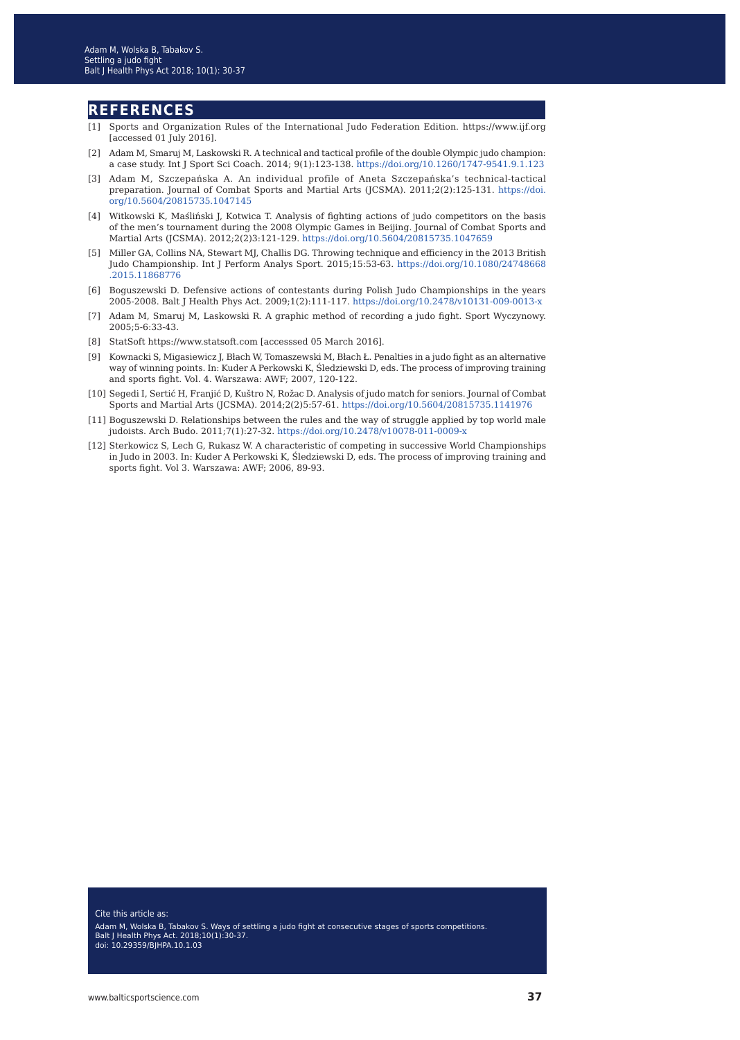## REFERENCES

[1] Sports and Organization Rules of the International Judo Federation Edition. https://www.ijf.org [accessed 01 July 2016].

[2] Adam M, Smaruj M, Laskowski R. A technical and tactical profile of the double Olympic judo champion: a case study. Int J Sport Sci Coach. 2014; 9(1):123-138. https://doi.org/10.1260/1747-9541.9.1.123

[3] Adam M, Szczepańska A. An individual profile of Aneta Szczepańska's technical-tactical preparation. Journal of Combat Sports and Martial Arts (JCSMA). 2011;2(2):125-131. https://doi.org/10.5604/20815735.1047145

[4] Witkowski K, Maśliński J, Kotwica T. Analysis of fighting actions of judo competitors on the basis of the men's tournament during the 2008 Olympic Games in Beijing. Journal of Combat Sports and Martial Arts (JCSMA). 2012;2(2)3:121-129. https://doi.org/10.5604/20815735.1047659

[5] Miller GA, Collins NA, Stewart MJ, Challis DG. Throwing technique and efficiency in the 2013 British Judo Championship. Int J Perform Analys Sport. 2015;15:53-63. https://doi.org/10.1080/24748668.2015.11868776

[6] Boguszewski D. Defensive actions of contestants during Polish Judo Championships in the years 2005-2008. Balt J Health Phys Act. 2009;1(2):111-117. https://doi.org/10.2478/v10131-009-0013-x

[7] Adam M, Smaruj M, Laskowski R. A graphic method of recording a judo fight. Sport Wyczynowy. 2005;5-6:33-43.

[8] StatSoft https://www.statsoft.com [accesssed 05 March 2016].

[9] Kownacki S, Migasiewicz J, Błach W, Tomaszewski M, Błach Ł. Penalties in a judo fight as an alternative way of winning points. In: Kuder A Perkowski K, Śledziewski D, eds. The process of improving training and sports fight. Vol. 4. Warszawa: AWF; 2007, 120-122.

[10] Segedi I, Sertić H, Franjić D, Kuštro N, Rožac D. Analysis of judo match for seniors. Journal of Combat Sports and Martial Arts (JCSMA). 2014;2(2)5:57-61. https://doi.org/10.5604/20815735.1141976

[11] Boguszewski D. Relationships between the rules and the way of struggle applied by top world male judoists. Arch Budo. 2011;7(1):27-32. https://doi.org/10.2478/v10078-011-0009-x

[12] Sterkowicz S, Lech G, Rukasz W. A characteristic of competing in successive World Championships in Judo in 2003. In: Kuder A Perkowski K, Śledziewski D, eds. The process of improving training and sports fight. Vol 3. Warszawa: AWF; 2006, 89-93.

Cite this article as:

Adam M, Wolska B, Tabakov S. Ways of settling a judo fight at consecutive stages of sports competitions.
Balt J Health Phys Act. 2018;10(1):30-37.
doi: 10.29359/BJHPA.10.1.03